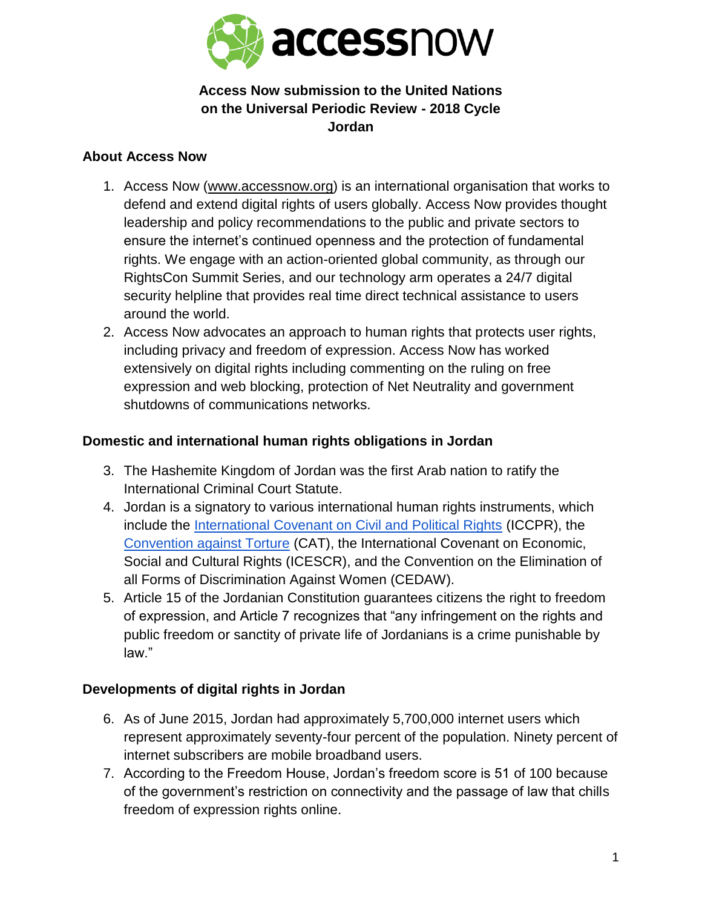**Access Now submission to the United Nations on the Universal Periodic Review - 2018 Cycle Jordan**

## About Access Now

1. Access Now (www.accessnow.org) is an international organisation that works to defend and extend digital rights of users globally. Access Now provides thought leadership and policy recommendations to the public and private sectors to ensure the internet's continued openness and the protection of fundamental rights. We engage with an action-oriented global community, as through our RightsCon Summit Series, and our technology arm operates a 24/7 digital security helpline that provides real time direct technical assistance to users around the world.
2. Access Now advocates an approach to human rights that protects user rights, including privacy and freedom of expression. Access Now has worked extensively on digital rights including commenting on the ruling on free expression and web blocking, protection of Net Neutrality and government shutdowns of communications networks.

## Domestic and international human rights obligations in Jordan

3. The Hashemite Kingdom of Jordan was the first Arab nation to ratify the International Criminal Court Statute.
4. Jordan is a signatory to various international human rights instruments, which include the International Covenant on Civil and Political Rights (ICCPR), the Convention against Torture (CAT), the International Covenant on Economic, Social and Cultural Rights (ICESCR), and the Convention on the Elimination of all Forms of Discrimination Against Women (CEDAW).
5. Article 15 of the Jordanian Constitution guarantees citizens the right to freedom of expression, and Article 7 recognizes that "any infringement on the rights and public freedom or sanctity of private life of Jordanians is a crime punishable by law."

## Developments of digital rights in Jordan

6. As of June 2015, Jordan had approximately 5,700,000 internet users which represent approximately seventy-four percent of the population. Ninety percent of internet subscribers are mobile broadband users.
7. According to the Freedom House, Jordan's freedom score is 51 of 100 because of the government's restriction on connectivity and the passage of law that chills freedom of expression rights online.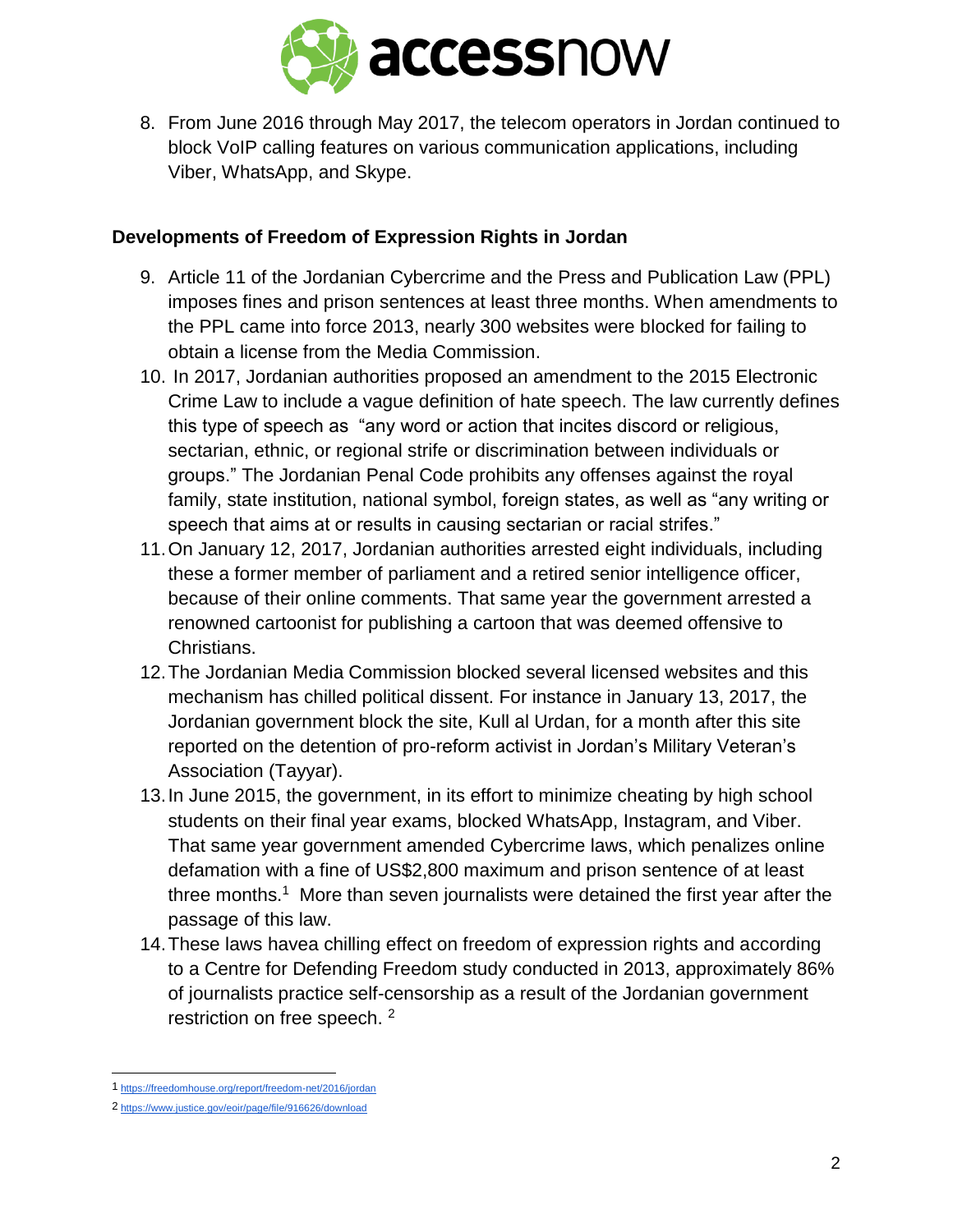8. From June 2016 through May 2017, the telecom operators in Jordan continued to block VoIP calling features on various communication applications, including Viber, WhatsApp, and Skype.

## Developments of Freedom of Expression Rights in Jordan

9. Article 11 of the Jordanian Cybercrime and the Press and Publication Law (PPL) imposes fines and prison sentences at least three months. When amendments to the PPL came into force 2013, nearly 300 websites were blocked for failing to obtain a license from the Media Commission.
10. In 2017, Jordanian authorities proposed an amendment to the 2015 Electronic Crime Law to include a vague definition of hate speech. The law currently defines this type of speech as "any word or action that incites discord or religious, sectarian, ethnic, or regional strife or discrimination between individuals or groups." The Jordanian Penal Code prohibits any offenses against the royal family, state institution, national symbol, foreign states, as well as "any writing or speech that aims at or results in causing sectarian or racial strifes."
11. On January 12, 2017, Jordanian authorities arrested eight individuals, including these a former member of parliament and a retired senior intelligence officer, because of their online comments. That same year the government arrested a renowned cartoonist for publishing a cartoon that was deemed offensive to Christians.
12. The Jordanian Media Commission blocked several licensed websites and this mechanism has chilled political dissent. For instance in January 13, 2017, the Jordanian government block the site, Kull al Urdan, for a month after this site reported on the detention of pro-reform activist in Jordan's Military Veteran's Association (Tayyar).
13. In June 2015, the government, in its effort to minimize cheating by high school students on their final year exams, blocked WhatsApp, Instagram, and Viber. That same year government amended Cybercrime laws, which penalizes online defamation with a fine of US$2,800 maximum and prison sentence of at least three months.[1] More than seven journalists were detained the first year after the passage of this law.
14. These laws havea chilling effect on freedom of expression rights and according to a Centre for Defending Freedom study conducted in 2013, approximately 86% of journalists practice self-censorship as a result of the Jordanian government restriction on free speech. [2]

---

[1] https://freedomhouse.org/report/freedom-net/2016/jordan

[2] https://www.justice.gov/eoir/page/file/916626/download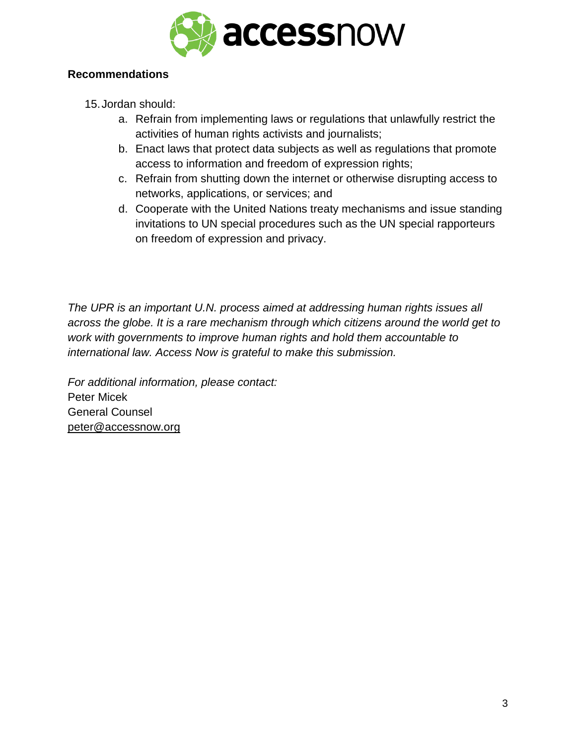**Recommendations**

15. Jordan should:
    a. Refrain from implementing laws or regulations that unlawfully restrict the activities of human rights activists and journalists;
    b. Enact laws that protect data subjects as well as regulations that promote access to information and freedom of expression rights;
    c. Refrain from shutting down the internet or otherwise disrupting access to networks, applications, or services; and
    d. Cooperate with the United Nations treaty mechanisms and issue standing invitations to UN special procedures such as the UN special rapporteurs on freedom of expression and privacy.

*The UPR is an important U.N. process aimed at addressing human rights issues all across the globe. It is a rare mechanism through which citizens around the world get to work with governments to improve human rights and hold them accountable to international law. Access Now is grateful to make this submission.*

*For additional information, please contact:*
Peter Micek
General Counsel
peter@accessnow.org